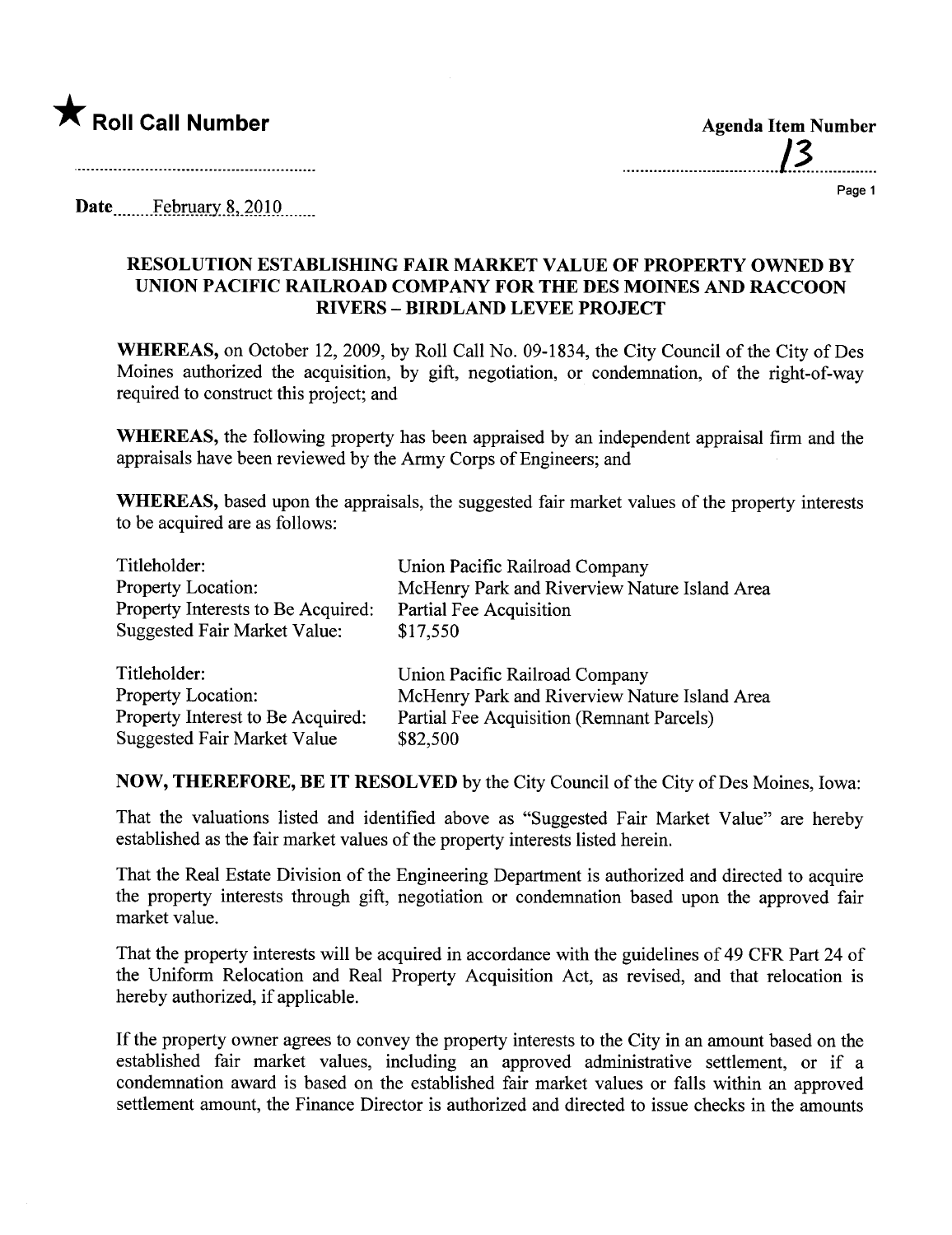★ **Roll Call Number**

**Agenda Item Number**

13

Date February 8, 2010

**RESOLUTION ESTABLISHING FAIR MARKET VALUE OF PROPERTY OWNED BY UNION PACIFIC RAILROAD COMPANY FOR THE DES MOINES AND RACCOON RIVERS – BIRDLAND LEVEE PROJECT**

**WHEREAS,** on October 12, 2009, by Roll Call No. 09-1834, the City Council of the City of Des Moines authorized the acquisition, by gift, negotiation, or condemnation, of the right-of-way required to construct this project; and

**WHEREAS,** the following property has been appraised by an independent appraisal firm and the appraisals have been reviewed by the Army Corps of Engineers; and

**WHEREAS,** based upon the appraisals, the suggested fair market values of the property interests to be acquired are as follows:

Titleholder: Union Pacific Railroad Company
Property Location: McHenry Park and Riverview Nature Island Area
Property Interests to Be Acquired: Partial Fee Acquisition
Suggested Fair Market Value: $17,550

Titleholder: Union Pacific Railroad Company
Property Location: McHenry Park and Riverview Nature Island Area
Property Interest to Be Acquired: Partial Fee Acquisition (Remnant Parcels)
Suggested Fair Market Value $82,500

**NOW, THEREFORE, BE IT RESOLVED** by the City Council of the City of Des Moines, Iowa:

That the valuations listed and identified above as "Suggested Fair Market Value" are hereby established as the fair market values of the property interests listed herein.

That the Real Estate Division of the Engineering Department is authorized and directed to acquire the property interests through gift, negotiation or condemnation based upon the approved fair market value.

That the property interests will be acquired in accordance with the guidelines of 49 CFR Part 24 of the Uniform Relocation and Real Property Acquisition Act, as revised, and that relocation is hereby authorized, if applicable.

If the property owner agrees to convey the property interests to the City in an amount based on the established fair market values, including an approved administrative settlement, or if a condemnation award is based on the established fair market values or falls within an approved settlement amount, the Finance Director is authorized and directed to issue checks in the amounts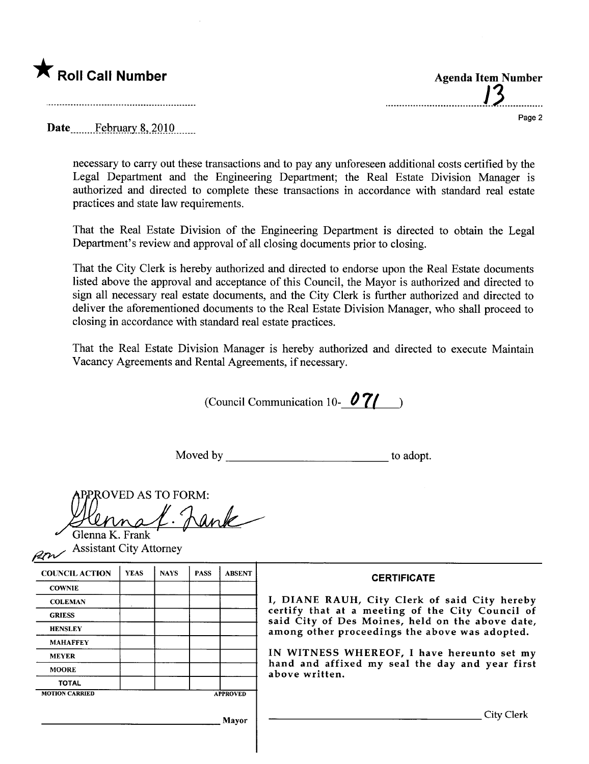★ **Roll Call Number**

**Agenda Item Number**

13

Date February 8, 2010

necessary to carry out these transactions and to pay any unforeseen additional costs certified by the Legal Department and the Engineering Department; the Real Estate Division Manager is authorized and directed to complete these transactions in accordance with standard real estate practices and state law requirements.

That the Real Estate Division of the Engineering Department is directed to obtain the Legal Department's review and approval of all closing documents prior to closing.

That the City Clerk is hereby authorized and directed to endorse upon the Real Estate documents listed above the approval and acceptance of this Council, the Mayor is authorized and directed to sign all necessary real estate documents, and the City Clerk is further authorized and directed to deliver the aforementioned documents to the Real Estate Division Manager, who shall proceed to closing in accordance with standard real estate practices.

That the Real Estate Division Manager is hereby authorized and directed to execute Maintain Vacancy Agreements and Rental Agreements, if necessary.

(Council Communication 10- 071 )

Moved by ____________________ to adopt.

APPROVED AS TO FORM:

Glenna K. Frank
Assistant City Attorney

| COUNCIL ACTION | YEAS | NAYS | PASS | ABSENT |
|---|---|---|---|---|
| COWNIE | | | | |
| COLEMAN | | | | |
| GRIESS | | | | |
| HENSLEY | | | | |
| MAHAFFEY | | | | |
| MEYER | | | | |
| MOORE | | | | |
| TOTAL | | | | |
| MOTION CARRIED | | | | APPROVED |

____________________ Mayor

**CERTIFICATE**

I, DIANE RAUH, City Clerk of said City hereby certify that at a meeting of the City Council of said City of Des Moines, held on the above date, among other proceedings the above was adopted.

IN WITNESS WHEREOF, I have hereunto set my hand and affixed my seal the day and year first above written.

____________________ City Clerk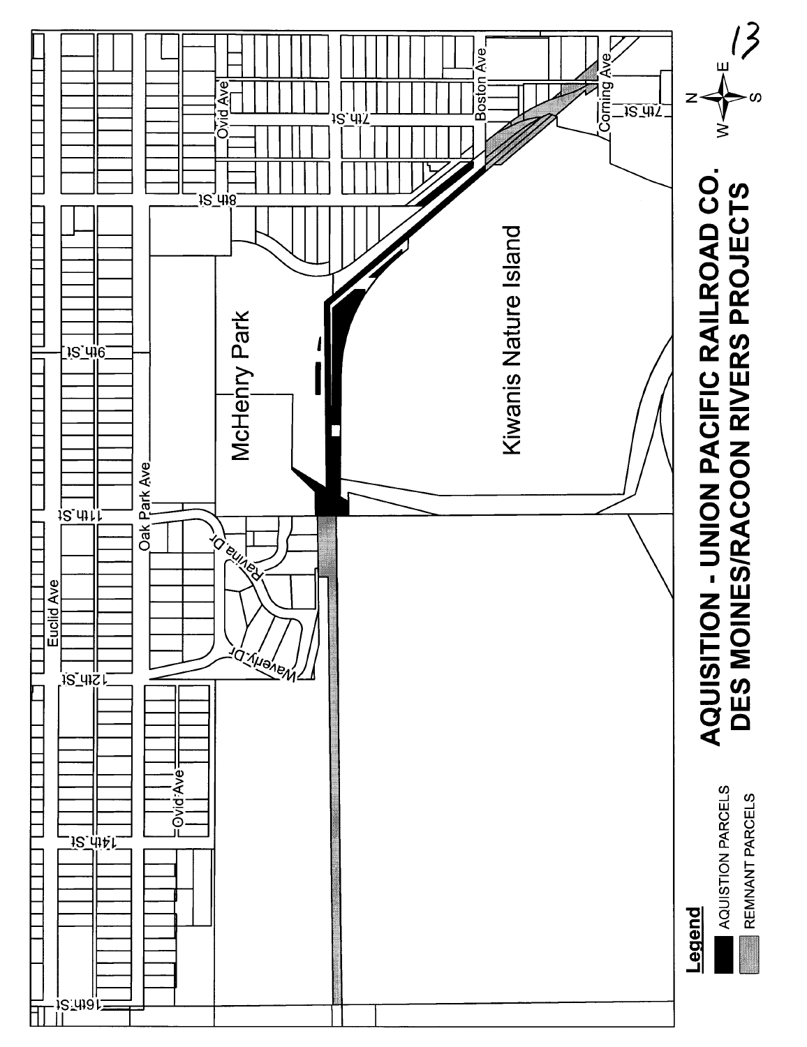13

# AQUISITION - UNION PACIFIC RAILROAD CO.
# DES MOINES/RACOON RIVERS PROJECTS

**Legend**

AQUISTION PARCELS

REMNANT PARCELS

N
E
S
W

Euclid Ave
Oak Park Ave
Ovid Ave
Boston Ave
Corning Ave
Ravina Dr
Waverly Dr
16th St
14th St
12th St
11th St
9th St
8th St
7th St
McHenry Park
Kiwanis Nature Island